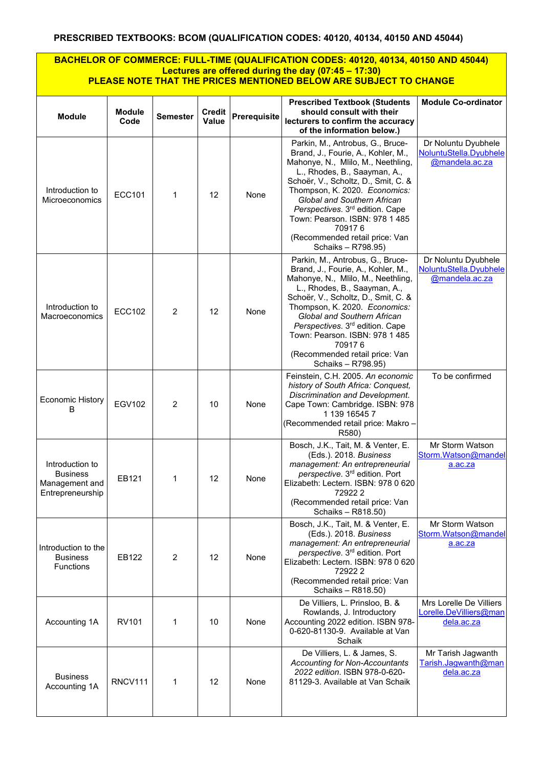# PRESCRIBED TEXTBOOKS: BCOM (QUALIFICATION CODES: 40120, 40134, 40150 AND 45044)

**BACHELOR OF COMMERCE: FULL-TIME (QUALIFICATION CODES: 40120, 40134, 40150 AND 45044)**
**Lectures are offered during the day (07:45 – 17:30)**
**PLEASE NOTE THAT THE PRICES MENTIONED BELOW ARE SUBJECT TO CHANGE**

| Module | Module Code | Semester | Credit Value | Prerequisite | Prescribed Textbook (Students should consult with their lecturers to confirm the accuracy of the information below.) | Module Co-ordinator |
|---|---|---|---|---|---|---|
| Introduction to Microeconomics | ECC101 | 1 | 12 | None | Parkin, M., Antrobus, G., Bruce-Brand, J., Fourie, A., Kohler, M., Mahonye, N., Mlilo, M., Neethling, L., Rhodes, B., Saayman, A., Schoër, V., Scholtz, D., Smit, C. & Thompson, K. 2020. *Economics: Global and Southern African Perspectives*. 3rd edition. Cape Town: Pearson. ISBN: 978 1 485 70917 6 (Recommended retail price: Van Schaiks – R798.95) | Dr Noluntu Dyubhele NoluntuStella.Dyubhele@mandela.ac.za |
| Introduction to Macroeconomics | ECC102 | 2 | 12 | None | Parkin, M., Antrobus, G., Bruce-Brand, J., Fourie, A., Kohler, M., Mahonye, N., Mlilo, M., Neethling, L., Rhodes, B., Saayman, A., Schoër, V., Scholtz, D., Smit, C. & Thompson, K. 2020. *Economics: Global and Southern African Perspectives*. 3rd edition. Cape Town: Pearson. ISBN: 978 1 485 70917 6 (Recommended retail price: Van Schaiks – R798.95) | Dr Noluntu Dyubhele NoluntuStella.Dyubhele@mandela.ac.za |
| Economic History B | EGV102 | 2 | 10 | None | Feinstein, C.H. 2005. *An economic history of South Africa: Conquest, Discrimination and Development*. Cape Town: Cambridge. ISBN: 978 1 139 16545 7 (Recommended retail price: Makro – R580) | To be confirmed |
| Introduction to Business Management and Entrepreneurship | EB121 | 1 | 12 | None | Bosch, J.K., Tait, M. & Venter, E. (Eds.). 2018. *Business management: An entrepreneurial perspective*. 3rd edition. Port Elizabeth: Lectern. ISBN: 978 0 620 72922 2 (Recommended retail price: Van Schaiks – R818.50) | Mr Storm Watson Storm.Watson@mandela.ac.za |
| Introduction to the Business Functions | EB122 | 2 | 12 | None | Bosch, J.K., Tait, M. & Venter, E. (Eds.). 2018. *Business management: An entrepreneurial perspective*. 3rd edition. Port Elizabeth: Lectern. ISBN: 978 0 620 72922 2 (Recommended retail price: Van Schaiks – R818.50) | Mr Storm Watson Storm.Watson@mandela.ac.za |
| Accounting 1A | RV101 | 1 | 10 | None | De Villiers, L. Prinsloo, B. & Rowlands, J. Introductory Accounting 2022 edition. ISBN 978-0-620-81130-9. Available at Van Schaik | Mrs Lorelle De Villiers Lorelle.DeVilliers@mandela.ac.za |
| Business Accounting 1A | RNCV111 | 1 | 12 | None | De Villiers, L. & James, S. *Accounting for Non-Accountants 2022 edition*. ISBN 978-0-620-81129-3. Available at Van Schaik | Mr Tarish Jagwanth Tarish.Jagwanth@mandela.ac.za |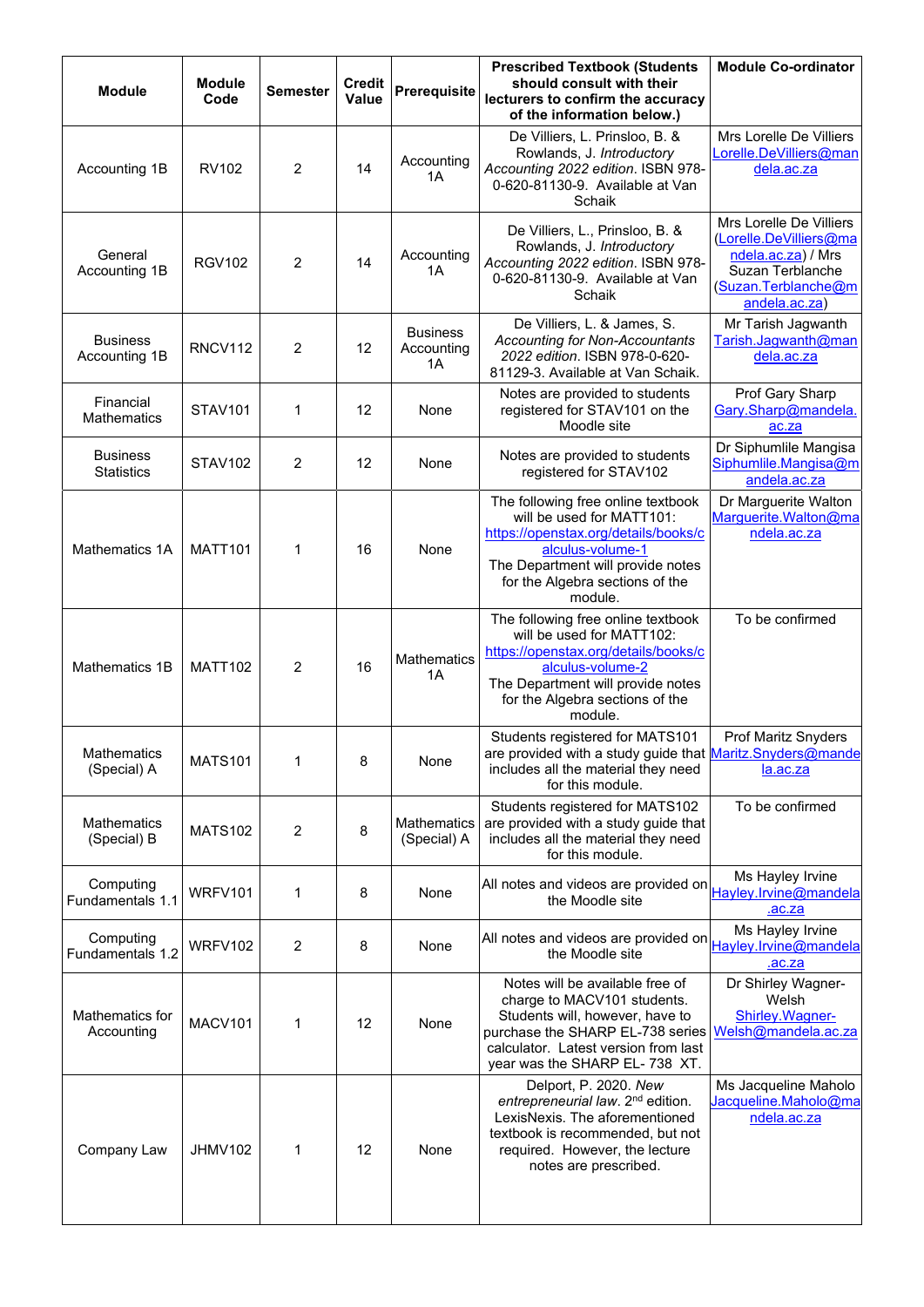| Module | Module Code | Semester | Credit Value | Prerequisite | Prescribed Textbook (Students should consult with their lecturers to confirm the accuracy of the information below.) | Module Co-ordinator |
|---|---|---|---|---|---|---|
| Accounting 1B | RV102 | 2 | 14 | Accounting 1A | De Villiers, L. Prinsloo, B. & Rowlands, J. *Introductory Accounting 2022 edition*. ISBN 978-0-620-81130-9. Available at Van Schaik | Mrs Lorelle De Villiers Lorelle.DeVilliers@mandela.ac.za |
| General Accounting 1B | RGV102 | 2 | 14 | Accounting 1A | De Villiers, L., Prinsloo, B. & Rowlands, J. *Introductory Accounting 2022 edition*. ISBN 978-0-620-81130-9. Available at Van Schaik | Mrs Lorelle De Villiers (Lorelle.DeVilliers@mandela.ac.za) / Mrs Suzan Terblanche (Suzan.Terblanche@mandela.ac.za) |
| Business Accounting 1B | RNCV112 | 2 | 12 | Business Accounting 1A | De Villiers, L. & James, S. *Accounting for Non-Accountants 2022 edition*. ISBN 978-0-620-81129-3. Available at Van Schaik. | Mr Tarish Jagwanth Tarish.Jagwanth@mandela.ac.za |
| Financial Mathematics | STAV101 | 1 | 12 | None | Notes are provided to students registered for STAV101 on the Moodle site | Prof Gary Sharp Gary.Sharp@mandela.ac.za |
| Business Statistics | STAV102 | 2 | 12 | None | Notes are provided to students registered for STAV102 | Dr Siphumlile Mangisa Siphumlile.Mangisa@mandela.ac.za |
| Mathematics 1A | MATT101 | 1 | 16 | None | The following free online textbook will be used for MATT101: https://openstax.org/details/books/calculus-volume-1 The Department will provide notes for the Algebra sections of the module. | Dr Marguerite Walton Marguerite.Walton@mandela.ac.za |
| Mathematics 1B | MATT102 | 2 | 16 | Mathematics 1A | The following free online textbook will be used for MATT102: https://openstax.org/details/books/calculus-volume-2 The Department will provide notes for the Algebra sections of the module. | To be confirmed |
| Mathematics (Special) A | MATS101 | 1 | 8 | None | Students registered for MATS101 are provided with a study guide that includes all the material they need for this module. | Prof Maritz Snyders Maritz.Snyders@mandela.ac.za |
| Mathematics (Special) B | MATS102 | 2 | 8 | Mathematics (Special) A | Students registered for MATS102 are provided with a study guide that includes all the material they need for this module. | To be confirmed |
| Computing Fundamentals 1.1 | WRFV101 | 1 | 8 | None | All notes and videos are provided on the Moodle site | Ms Hayley Irvine Hayley.Irvine@mandela.ac.za |
| Computing Fundamentals 1.2 | WRFV102 | 2 | 8 | None | All notes and videos are provided on the Moodle site | Ms Hayley Irvine Hayley.Irvine@mandela.ac.za |
| Mathematics for Accounting | MACV101 | 1 | 12 | None | Notes will be available free of charge to MACV101 students. Students will, however, have to purchase the SHARP EL-738 series calculator. Latest version from last year was the SHARP EL- 738 XT. | Dr Shirley Wagner-Welsh Shirley.Wagner-Welsh@mandela.ac.za |
| Company Law | JHMV102 | 1 | 12 | None | Delport, P. 2020. *New entrepreneurial law*. 2nd edition. LexisNexis. The aforementioned textbook is recommended, but not required. However, the lecture notes are prescribed. | Ms Jacqueline Maholo Jacqueline.Maholo@mandela.ac.za |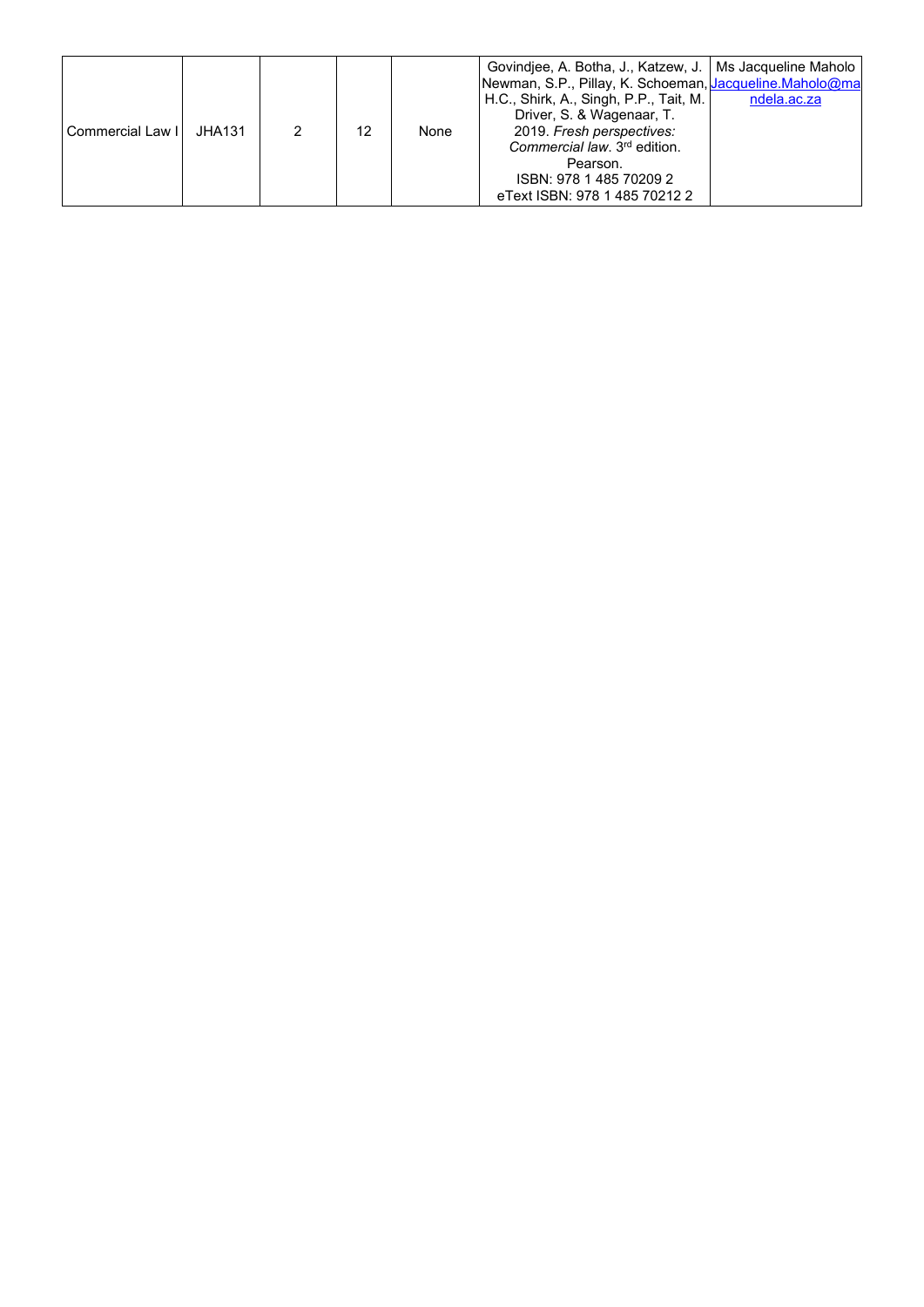| | | | | | | |
|---|---|---|---|---|---|---|
| Commercial Law I | JHA131 | 2 | 12 | None | Govindjee, A. Botha, J., Katzew, J. Newman, S.P., Pillay, K. Schoeman, H.C., Shirk, A., Singh, P.P., Tait, M. Driver, S. & Wagenaar, T. 2019. *Fresh perspectives: Commercial law*. 3rd edition. Pearson. ISBN: 978 1 485 70209 2 eText ISBN: 978 1 485 70212 2 | Ms Jacqueline Maholo Jacqueline.Maholo@mandela.ac.za |